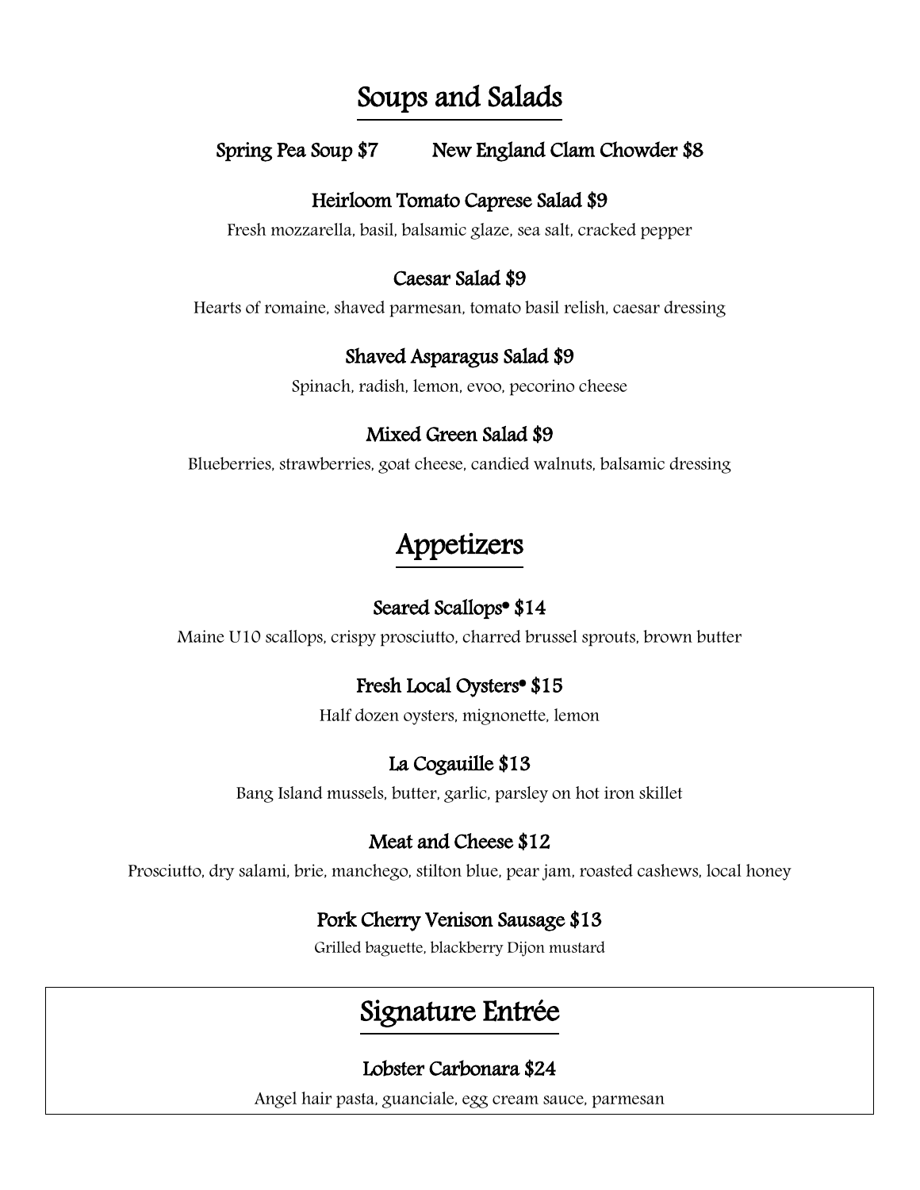## Soups and Salads

**Spring Pea Soup $7** **New England Clam Chowder $8**

### Heirloom Tomato Caprese Salad $9

Fresh mozzarella, basil, balsamic glaze, sea salt, cracked pepper

### Caesar Salad $9

Hearts of romaine, shaved parmesan, tomato basil relish, caesar dressing

### Shaved Asparagus Salad $9

Spinach, radish, lemon, evoo, pecorino cheese

### Mixed Green Salad $9

Blueberries, strawberries, goat cheese, candied walnuts, balsamic dressing

## Appetizers

### Seared Scallops• $14

Maine U10 scallops, crispy prosciutto, charred brussel sprouts, brown butter

### Fresh Local Oysters• $15

Half dozen oysters, mignonette, lemon

### La Cogauille $13

Bang Island mussels, butter, garlic, parsley on hot iron skillet

### Meat and Cheese $12

Prosciutto, dry salami, brie, manchego, stilton blue, pear jam, roasted cashews, local honey

### Pork Cherry Venison Sausage $13

Grilled baguette, blackberry Dijon mustard

## Signature Entrée

### Lobster Carbonara $24

Angel hair pasta, guanciale, egg cream sauce, parmesan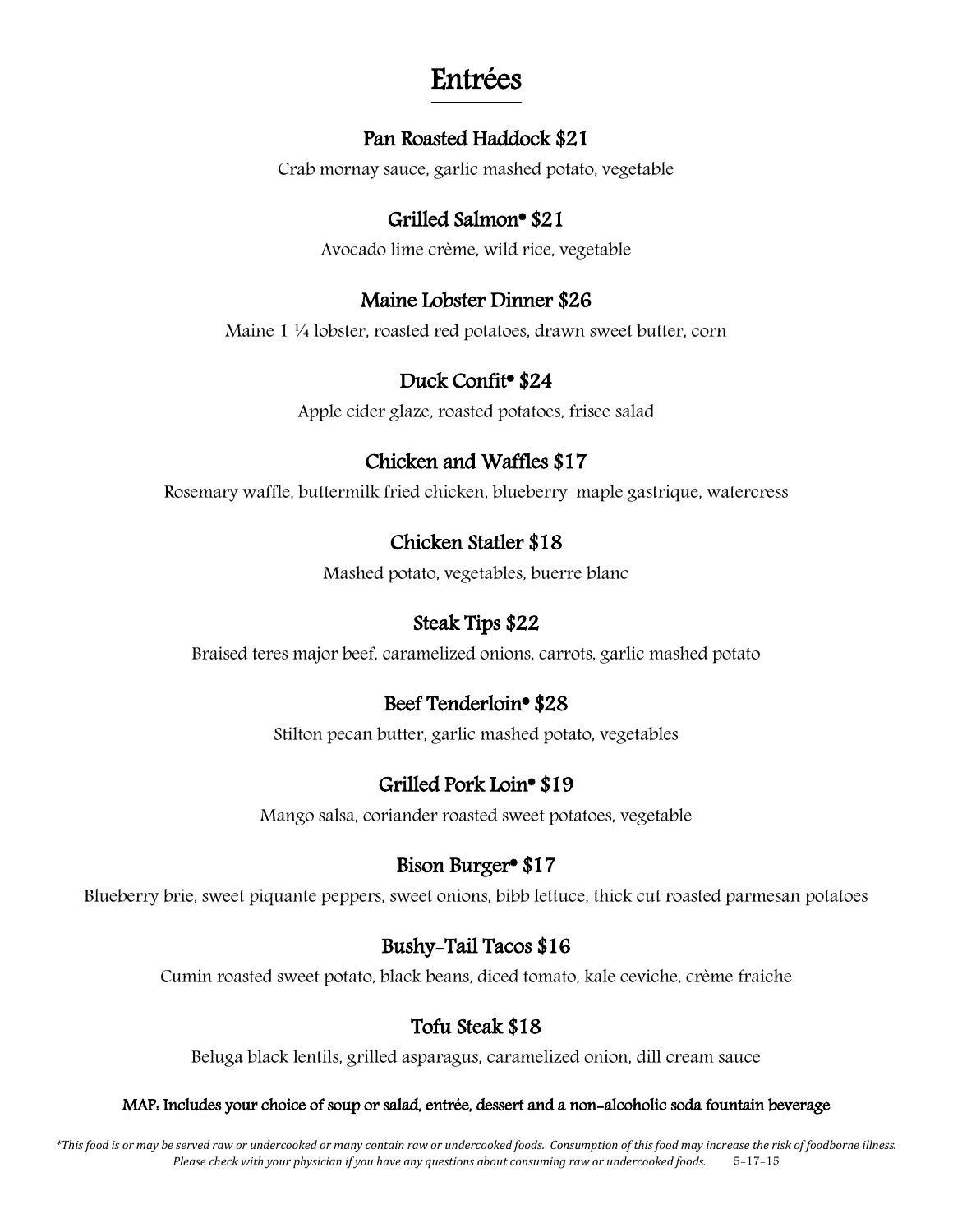# Entrées

## Pan Roasted Haddock $21

Crab mornay sauce, garlic mashed potato, vegetable

## Grilled Salmon* $21

Avocado lime crème, wild rice, vegetable

## Maine Lobster Dinner $26

Maine 1 ¼ lobster, roasted red potatoes, drawn sweet butter, corn

## Duck Confit* $24

Apple cider glaze, roasted potatoes, frisee salad

## Chicken and Waffles $17

Rosemary waffle, buttermilk fried chicken, blueberry-maple gastrique, watercress

## Chicken Statler $18

Mashed potato, vegetables, buerre blanc

## Steak Tips $22

Braised teres major beef, caramelized onions, carrots, garlic mashed potato

## Beef Tenderloin* $28

Stilton pecan butter, garlic mashed potato, vegetables

## Grilled Pork Loin* $19

Mango salsa, coriander roasted sweet potatoes, vegetable

## Bison Burger* $17

Blueberry brie, sweet piquante peppers, sweet onions, bibb lettuce, thick cut roasted parmesan potatoes

## Bushy-Tail Tacos $16

Cumin roasted sweet potato, black beans, diced tomato, kale ceviche, crème fraiche

## Tofu Steak $18

Beluga black lentils, grilled asparagus, caramelized onion, dill cream sauce

**MAP: Includes your choice of soup or salad, entrée, dessert and a non-alcoholic soda fountain beverage**

*\*This food is or may be served raw or undercooked or many contain raw or undercooked foods. Consumption of this food may increase the risk of foodborne illness. Please check with your physician if you have any questions about consuming raw or undercooked foods.* 5-17-15